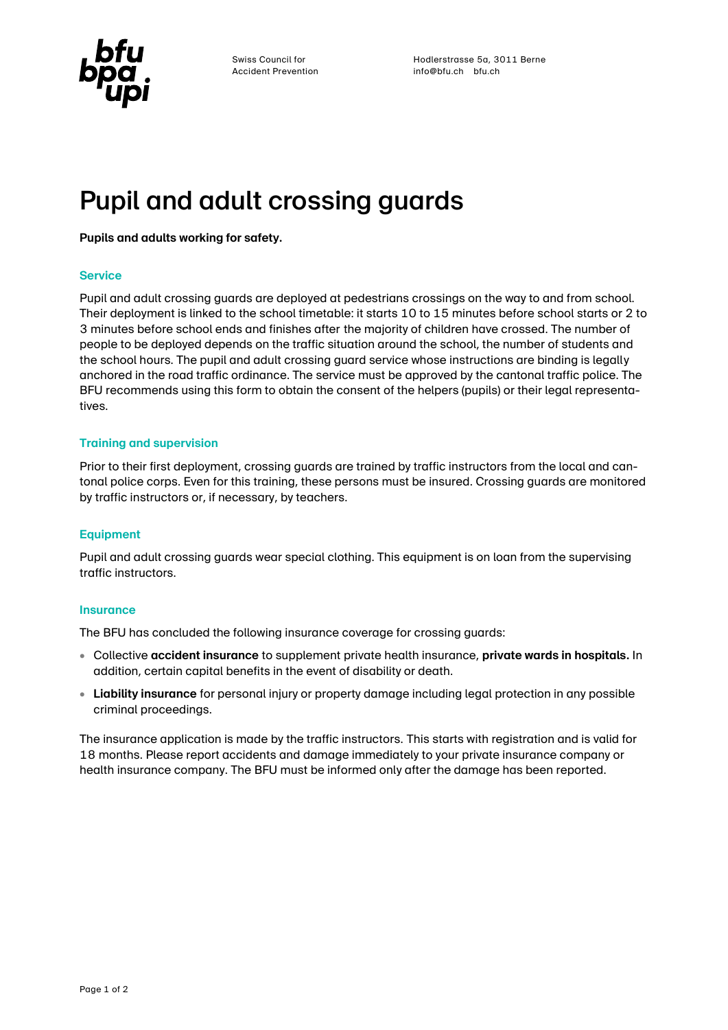Swiss Council for Accident Prevention

Hodlerstrasse 5a, 3011 Berne
info@bfu.ch bfu.ch

# Pupil and adult crossing guards

**Pupils and adults working for safety.**

## Service

Pupil and adult crossing guards are deployed at pedestrians crossings on the way to and from school. Their deployment is linked to the school timetable: it starts 10 to 15 minutes before school starts or 2 to 3 minutes before school ends and finishes after the majority of children have crossed. The number of people to be deployed depends on the traffic situation around the school, the number of students and the school hours. The pupil and adult crossing guard service whose instructions are binding is legally anchored in the road traffic ordinance. The service must be approved by the cantonal traffic police. The BFU recommends using this form to obtain the consent of the helpers (pupils) or their legal representatives.

## Training and supervision

Prior to their first deployment, crossing guards are trained by traffic instructors from the local and cantonal police corps. Even for this training, these persons must be insured. Crossing guards are monitored by traffic instructors or, if necessary, by teachers.

## Equipment

Pupil and adult crossing guards wear special clothing. This equipment is on loan from the supervising traffic instructors.

## Insurance

The BFU has concluded the following insurance coverage for crossing guards:

- Collective **accident insurance** to supplement private health insurance, **private wards in hospitals.** In addition, certain capital benefits in the event of disability or death.
- **Liability insurance** for personal injury or property damage including legal protection in any possible criminal proceedings.

The insurance application is made by the traffic instructors. This starts with registration and is valid for 18 months. Please report accidents and damage immediately to your private insurance company or health insurance company. The BFU must be informed only after the damage has been reported.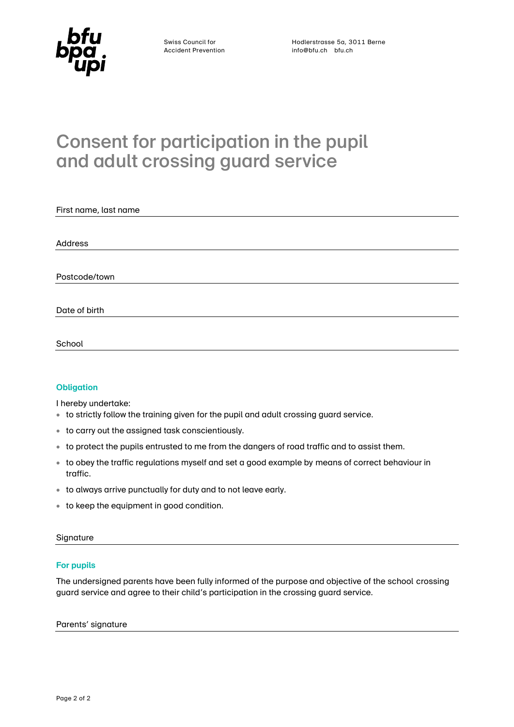bfu bpa upi

Swiss Council for Accident Prevention

Hodlerstrasse 5a, 3011 Berne
info@bfu.ch bfu.ch

# Consent for participation in the pupil and adult crossing guard service

First name, last name

Address

Postcode/town

Date of birth

School

### Obligation

I hereby undertake:

- to strictly follow the training given for the pupil and adult crossing guard service.
- to carry out the assigned task conscientiously.
- to protect the pupils entrusted to me from the dangers of road traffic and to assist them.
- to obey the traffic regulations myself and set a good example by means of correct behaviour in traffic.
- to always arrive punctually for duty and to not leave early.
- to keep the equipment in good condition.

Signature

### For pupils

The undersigned parents have been fully informed of the purpose and objective of the school crossing guard service and agree to their child's participation in the crossing guard service.

Parents' signature